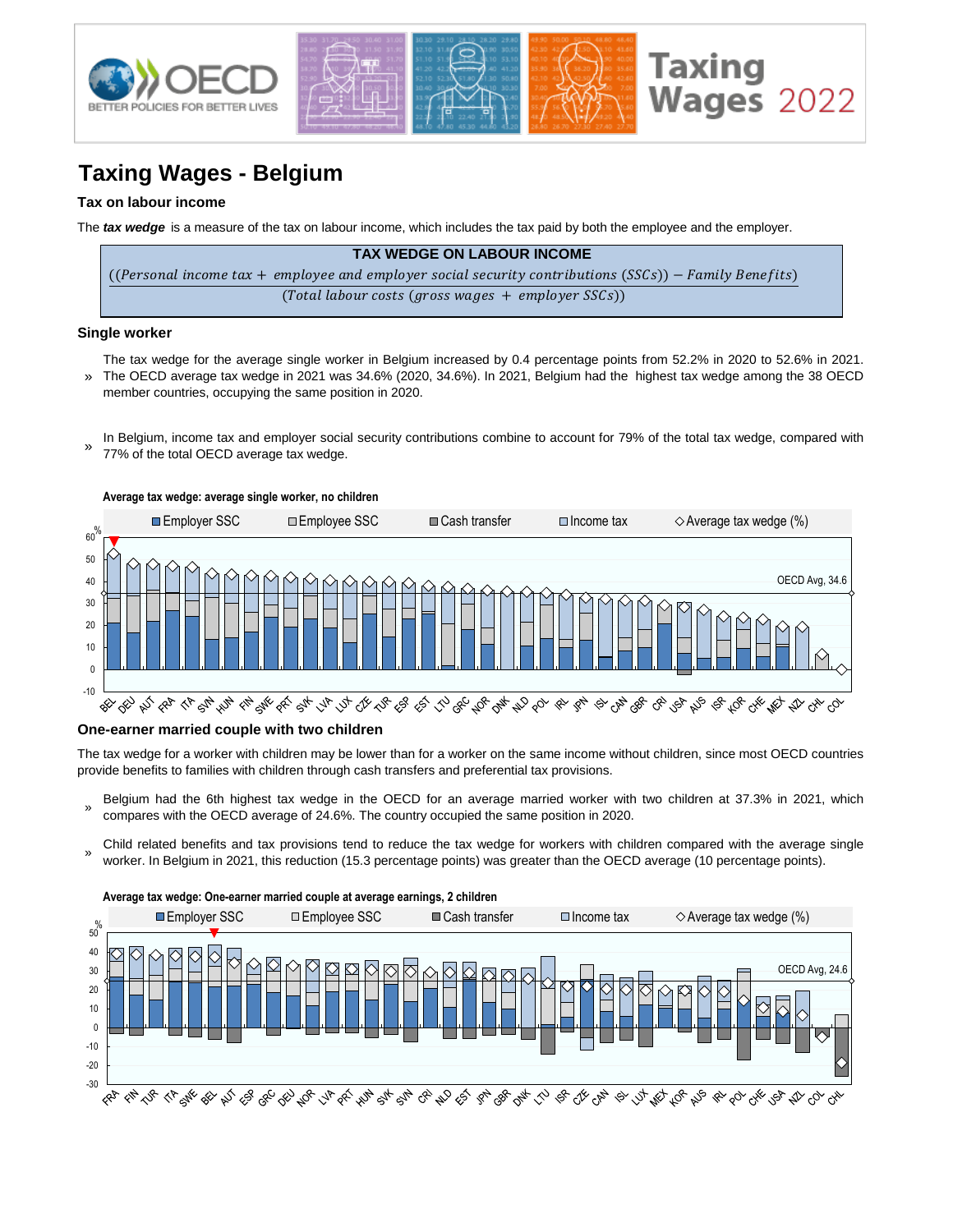# Taxing Wages - Belgium

### Tax on labour income

The ***tax wedge*** is a measure of the tax on labour income, which includes the tax paid by both the employee and the employer.

**TAX WEDGE ON LABOUR INCOME**

$$\frac{((Personal\ income\ tax + employee\ and\ employer\ social\ security\ contributions\ (SSCs)) - Family\ Benefits)}{(Total\ labour\ costs\ (gross\ wages + employer\ SSCs))}$$

### Single worker

» The tax wedge for the average single worker in Belgium increased by 0.4 percentage points from 52.2% in 2020 to 52.6% in 2021. The OECD average tax wedge in 2021 was 34.6% (2020, 34.6%). In 2021, Belgium had the highest tax wedge among the 38 OECD member countries, occupying the same position in 2020.

» In Belgium, income tax and employer social security contributions combine to account for 79% of the total tax wedge, compared with 77% of the total OECD average tax wedge.

**Average tax wedge: average single worker, no children**

Legend: Employer SSC, Employee SSC, Cash transfer, Income tax, Average tax wedge (%). OECD Avg, 34.6

Countries: BEL, DEU, AUT, FRA, ITA, SVN, HUN, FIN, SWE, PRT, SVK, LVA, LUX, CZE, TUR, ESP, EST, LTU, GRC, NOR, DNK, NLD, POL, IRL, JPN, ISL, CAN, GBR, CRI, USA, AUS, ISR, KOR, CHE, MEX, NZL, CHL, COL

### One-earner married couple with two children

The tax wedge for a worker with children may be lower than for a worker on the same income without children, since most OECD countries provide benefits to families with children through cash transfers and preferential tax provisions.

» Belgium had the 6th highest tax wedge in the OECD for an average married worker with two children at 37.3% in 2021, which compares with the OECD average of 24.6%. The country occupied the same position in 2020.

» Child related benefits and tax provisions tend to reduce the tax wedge for workers with children compared with the average single worker. In Belgium in 2021, this reduction (15.3 percentage points) was greater than the OECD average (10 percentage points).

**Average tax wedge: One-earner married couple at average earnings, 2 children**

Legend: Employer SSC, Employee SSC, Cash transfer, Income tax, Average tax wedge (%). OECD Avg, 24.6

Countries: FRA, FIN, TUR, ITA, SWE, BEL, AUT, ESP, GRC, DEU, NOR, LVA, PRT, HUN, SVK, SVN, CRI, NLD, EST, JPN, GBR, DNK, LTU, ISR, CZE, CAN, ISL, LUX, MEX, KOR, AUS, IRL, POL, CHE, USA, NZL, COL, CHL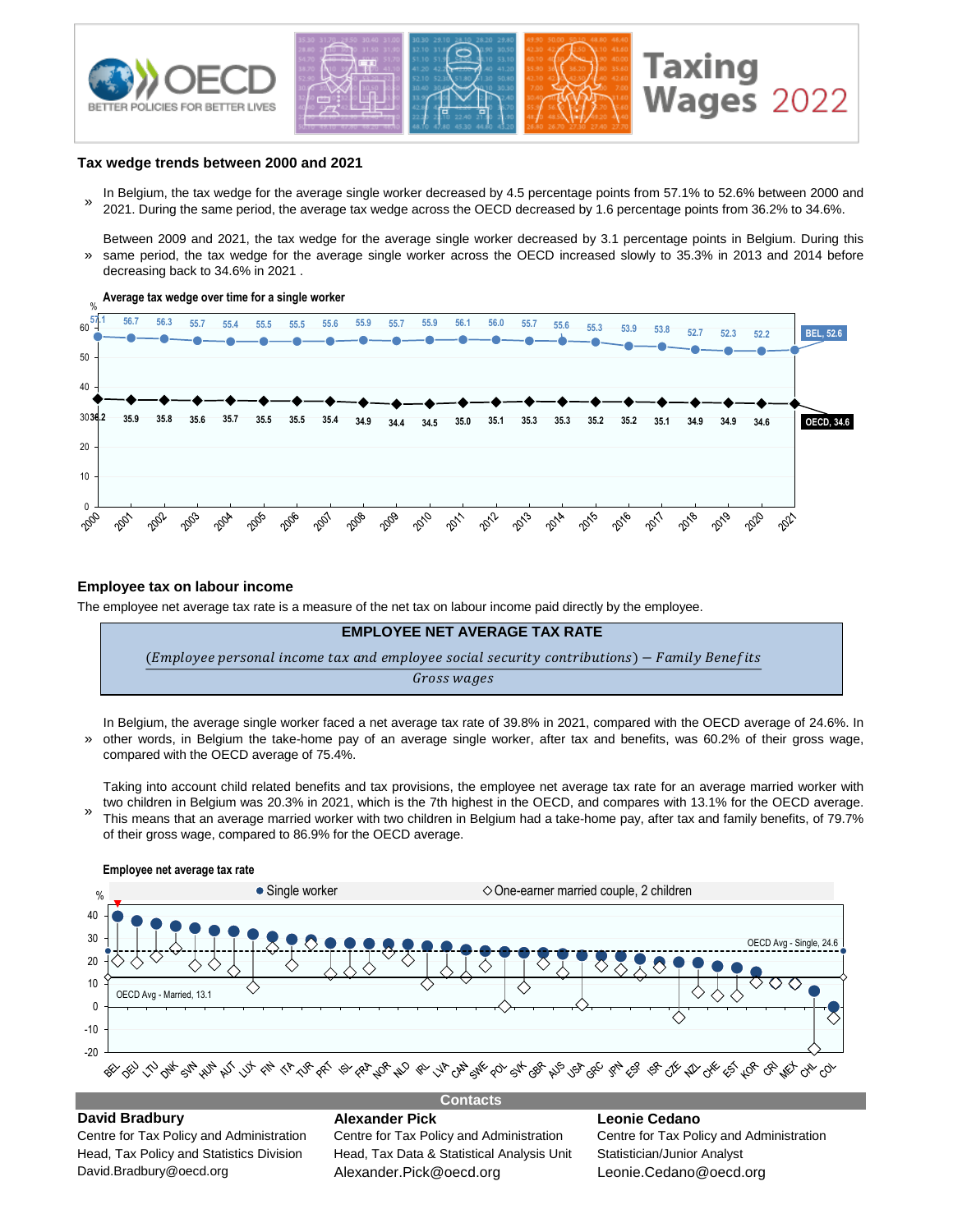Taxing Wages 2022

## Tax wedge trends between 2000 and 2021

» In Belgium, the tax wedge for the average single worker decreased by 4.5 percentage points from 57.1% to 52.6% between 2000 and 2021. During the same period, the average tax wedge across the OECD decreased by 1.6 percentage points from 36.2% to 34.6%.

» Between 2009 and 2021, the tax wedge for the average single worker decreased by 3.1 percentage points in Belgium. During this same period, the tax wedge for the average single worker across the OECD increased slowly to 35.3% in 2013 and 2014 before decreasing back to 34.6% in 2021 .

**Average tax wedge over time for a single worker**

%

57.1 56.7 56.3 55.7 55.4 55.5 55.5 55.6 55.9 55.7 55.9 56.1 56.0 55.7 55.6 55.3 53.9 53.8 52.7 52.3 52.2

BEL, 52.6

36.2 35.9 35.8 35.6 35.7 35.5 35.5 35.4 34.9 34.4 34.5 35.0 35.1 35.3 35.3 35.2 35.2 35.1 34.9 34.9 34.6

OECD, 34.6

2000 2001 2002 2003 2004 2005 2006 2007 2008 2009 2010 2011 2012 2013 2014 2015 2016 2017 2018 2019 2020 2021

## Employee tax on labour income

The employee net average tax rate is a measure of the net tax on labour income paid directly by the employee.

**EMPLOYEE NET AVERAGE TAX RATE**

$$\frac{(Employee\ personal\ income\ tax\ and\ employee\ social\ security\ contributions) - Family\ Benefits}{Gross\ wages}$$

» In Belgium, the average single worker faced a net average tax rate of 39.8% in 2021, compared with the OECD average of 24.6%. In other words, in Belgium the take-home pay of an average single worker, after tax and benefits, was 60.2% of their gross wage, compared with the OECD average of 75.4%.

» Taking into account child related benefits and tax provisions, the employee net average tax rate for an average married worker with two children in Belgium was 20.3% in 2021, which is the 7th highest in the OECD, and compares with 13.1% for the OECD average. This means that an average married worker with two children in Belgium had a take-home pay, after tax and family benefits, of 79.7% of their gross wage, compared to 86.9% for the OECD average.

**Employee net average tax rate**

● Single worker ◇ One-earner married couple, 2 children

%

OECD Avg - Single, 24.6

OECD Avg - Married, 13.1

BEL DEU LTU DNK SVN HUN AUT LUX FIN ITA TUR PRT ISL FRA NOR NLD IRL LVA CAN SWE POL SVK GBR AUS USA GRC JPN ESP ISR CZE NZL CHE EST KOR CRI MEX CHL COL

## Contacts

**David Bradbury**
Centre for Tax Policy and Administration
Head, Tax Policy and Statistics Division
David.Bradbury@oecd.org

**Alexander Pick**
Centre for Tax Policy and Administration
Head, Tax Data & Statistical Analysis Unit
Alexander.Pick@oecd.org

**Leonie Cedano**
Centre for Tax Policy and Administration
Statistician/Junior Analyst
Leonie.Cedano@oecd.org